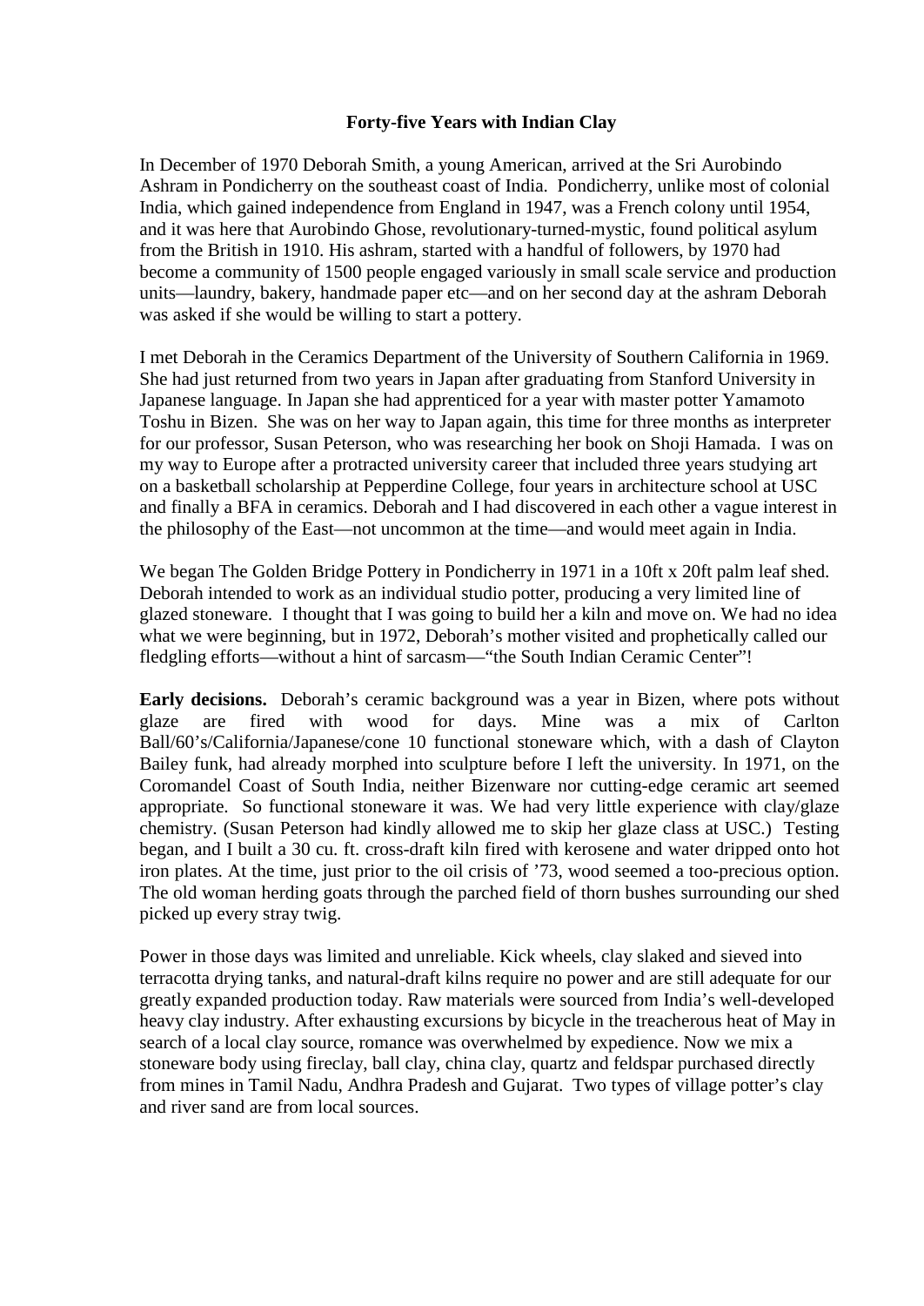# Forty-five Years with Indian Clay

In December of 1970 Deborah Smith, a young American, arrived at the Sri Aurobindo Ashram in Pondicherry on the southeast coast of India. Pondicherry, unlike most of colonial India, which gained independence from England in 1947, was a French colony until 1954, and it was here that Aurobindo Ghose, revolutionary-turned-mystic, found political asylum from the British in 1910. His ashram, started with a handful of followers, by 1970 had become a community of 1500 people engaged variously in small scale service and production units—laundry, bakery, handmade paper etc—and on her second day at the ashram Deborah was asked if she would be willing to start a pottery.

I met Deborah in the Ceramics Department of the University of Southern California in 1969. She had just returned from two years in Japan after graduating from Stanford University in Japanese language. In Japan she had apprenticed for a year with master potter Yamamoto Toshu in Bizen. She was on her way to Japan again, this time for three months as interpreter for our professor, Susan Peterson, who was researching her book on Shoji Hamada. I was on my way to Europe after a protracted university career that included three years studying art on a basketball scholarship at Pepperdine College, four years in architecture school at USC and finally a BFA in ceramics. Deborah and I had discovered in each other a vague interest in the philosophy of the East—not uncommon at the time—and would meet again in India.

We began The Golden Bridge Pottery in Pondicherry in 1971 in a 10ft x 20ft palm leaf shed. Deborah intended to work as an individual studio potter, producing a very limited line of glazed stoneware. I thought that I was going to build her a kiln and move on. We had no idea what we were beginning, but in 1972, Deborah's mother visited and prophetically called our fledgling efforts—without a hint of sarcasm—"the South Indian Ceramic Center"!

**Early decisions.** Deborah's ceramic background was a year in Bizen, where pots without glaze are fired with wood for days. Mine was a mix of Carlton Ball/60's/California/Japanese/cone 10 functional stoneware which, with a dash of Clayton Bailey funk, had already morphed into sculpture before I left the university. In 1971, on the Coromandel Coast of South India, neither Bizenware nor cutting-edge ceramic art seemed appropriate. So functional stoneware it was. We had very little experience with clay/glaze chemistry. (Susan Peterson had kindly allowed me to skip her glaze class at USC.) Testing began, and I built a 30 cu. ft. cross-draft kiln fired with kerosene and water dripped onto hot iron plates. At the time, just prior to the oil crisis of '73, wood seemed a too-precious option. The old woman herding goats through the parched field of thorn bushes surrounding our shed picked up every stray twig.

Power in those days was limited and unreliable. Kick wheels, clay slaked and sieved into terracotta drying tanks, and natural-draft kilns require no power and are still adequate for our greatly expanded production today. Raw materials were sourced from India's well-developed heavy clay industry. After exhausting excursions by bicycle in the treacherous heat of May in search of a local clay source, romance was overwhelmed by expedience. Now we mix a stoneware body using fireclay, ball clay, china clay, quartz and feldspar purchased directly from mines in Tamil Nadu, Andhra Pradesh and Gujarat. Two types of village potter's clay and river sand are from local sources.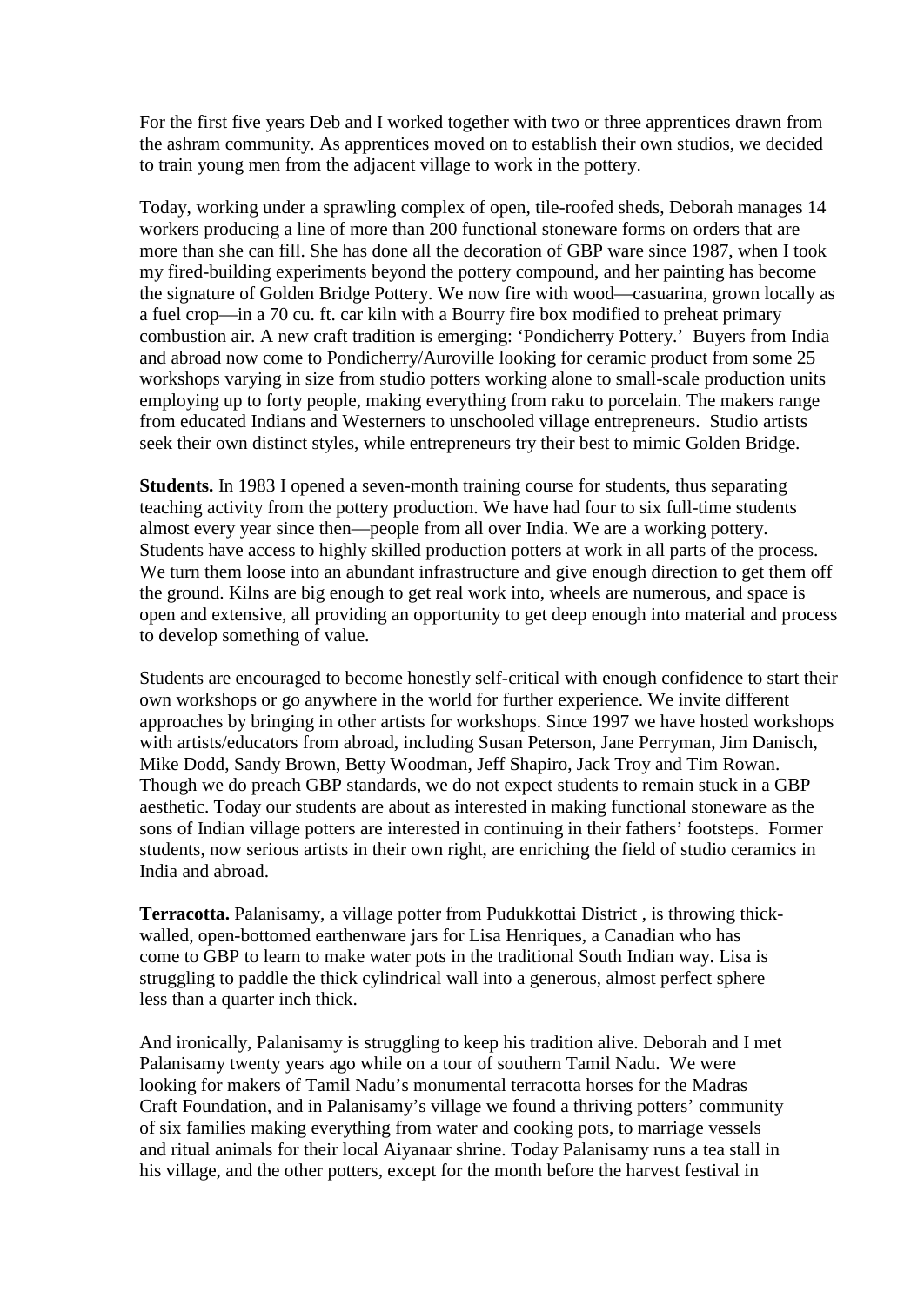For the first five years Deb and I worked together with two or three apprentices drawn from the ashram community. As apprentices moved on to establish their own studios, we decided to train young men from the adjacent village to work in the pottery.

Today, working under a sprawling complex of open, tile-roofed sheds, Deborah manages 14 workers producing a line of more than 200 functional stoneware forms on orders that are more than she can fill. She has done all the decoration of GBP ware since 1987, when I took my fired-building experiments beyond the pottery compound, and her painting has become the signature of Golden Bridge Pottery. We now fire with wood—casuarina, grown locally as a fuel crop—in a 70 cu. ft. car kiln with a Bourry fire box modified to preheat primary combustion air. A new craft tradition is emerging: 'Pondicherry Pottery.' Buyers from India and abroad now come to Pondicherry/Auroville looking for ceramic product from some 25 workshops varying in size from studio potters working alone to small-scale production units employing up to forty people, making everything from raku to porcelain. The makers range from educated Indians and Westerners to unschooled village entrepreneurs. Studio artists seek their own distinct styles, while entrepreneurs try their best to mimic Golden Bridge.

**Students.** In 1983 I opened a seven-month training course for students, thus separating teaching activity from the pottery production. We have had four to six full-time students almost every year since then—people from all over India. We are a working pottery. Students have access to highly skilled production potters at work in all parts of the process. We turn them loose into an abundant infrastructure and give enough direction to get them off the ground. Kilns are big enough to get real work into, wheels are numerous, and space is open and extensive, all providing an opportunity to get deep enough into material and process to develop something of value.

Students are encouraged to become honestly self-critical with enough confidence to start their own workshops or go anywhere in the world for further experience. We invite different approaches by bringing in other artists for workshops. Since 1997 we have hosted workshops with artists/educators from abroad, including Susan Peterson, Jane Perryman, Jim Danisch, Mike Dodd, Sandy Brown, Betty Woodman, Jeff Shapiro, Jack Troy and Tim Rowan. Though we do preach GBP standards, we do not expect students to remain stuck in a GBP aesthetic. Today our students are about as interested in making functional stoneware as the sons of Indian village potters are interested in continuing in their fathers' footsteps. Former students, now serious artists in their own right, are enriching the field of studio ceramics in India and abroad.

**Terracotta.** Palanisamy, a village potter from Pudukkottai District , is throwing thick-walled, open-bottomed earthenware jars for Lisa Henriques, a Canadian who has come to GBP to learn to make water pots in the traditional South Indian way. Lisa is struggling to paddle the thick cylindrical wall into a generous, almost perfect sphere less than a quarter inch thick.

And ironically, Palanisamy is struggling to keep his tradition alive. Deborah and I met Palanisamy twenty years ago while on a tour of southern Tamil Nadu. We were looking for makers of Tamil Nadu's monumental terracotta horses for the Madras Craft Foundation, and in Palanisamy's village we found a thriving potters' community of six families making everything from water and cooking pots, to marriage vessels and ritual animals for their local Aiyanaar shrine. Today Palanisamy runs a tea stall in his village, and the other potters, except for the month before the harvest festival in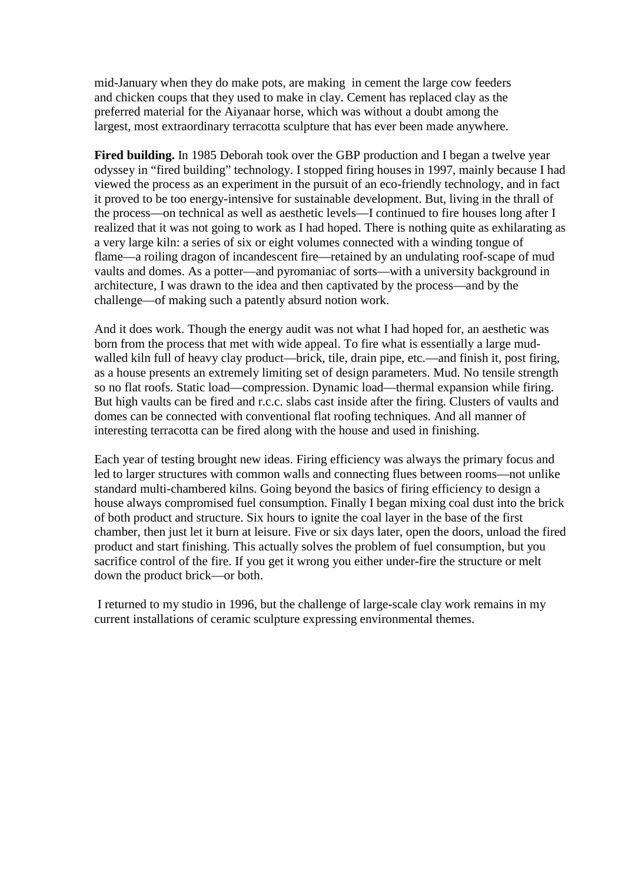mid-January when they do make pots, are making in cement the large cow feeders and chicken coups that they used to make in clay. Cement has replaced clay as the preferred material for the Aiyanaar horse, which was without a doubt among the largest, most extraordinary terracotta sculpture that has ever been made anywhere.

**Fired building.** In 1985 Deborah took over the GBP production and I began a twelve year odyssey in “fired building” technology. I stopped firing houses in 1997, mainly because I had viewed the process as an experiment in the pursuit of an eco-friendly technology, and in fact it proved to be too energy-intensive for sustainable development. But, living in the thrall of the process—on technical as well as aesthetic levels—I continued to fire houses long after I realized that it was not going to work as I had hoped. There is nothing quite as exhilarating as a very large kiln: a series of six or eight volumes connected with a winding tongue of flame—a roiling dragon of incandescent fire—retained by an undulating roof-scape of mud vaults and domes. As a potter—and pyromaniac of sorts—with a university background in architecture, I was drawn to the idea and then captivated by the process—and by the challenge—of making such a patently absurd notion work.

And it does work. Though the energy audit was not what I had hoped for, an aesthetic was born from the process that met with wide appeal. To fire what is essentially a large mud-walled kiln full of heavy clay product—brick, tile, drain pipe, etc.—and finish it, post firing, as a house presents an extremely limiting set of design parameters. Mud. No tensile strength so no flat roofs. Static load—compression. Dynamic load—thermal expansion while firing. But high vaults can be fired and r.c.c. slabs cast inside after the firing. Clusters of vaults and domes can be connected with conventional flat roofing techniques. And all manner of interesting terracotta can be fired along with the house and used in finishing.

Each year of testing brought new ideas. Firing efficiency was always the primary focus and led to larger structures with common walls and connecting flues between rooms—not unlike standard multi-chambered kilns. Going beyond the basics of firing efficiency to design a house always compromised fuel consumption. Finally I began mixing coal dust into the brick of both product and structure. Six hours to ignite the coal layer in the base of the first chamber, then just let it burn at leisure. Five or six days later, open the doors, unload the fired product and start finishing. This actually solves the problem of fuel consumption, but you sacrifice control of the fire. If you get it wrong you either under-fire the structure or melt down the product brick—or both.

I returned to my studio in 1996, but the challenge of large-scale clay work remains in my current installations of ceramic sculpture expressing environmental themes.